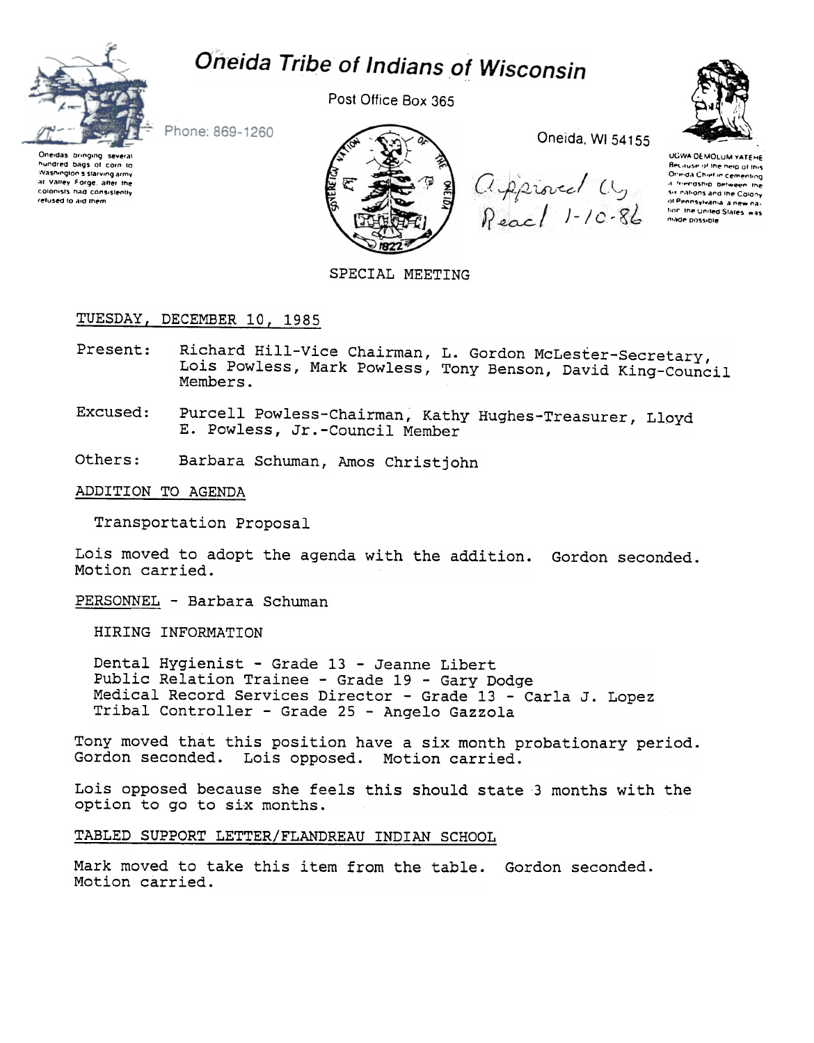# Oneida Tribe of Indians of Wisconsin

Post Office Box 365

Phone: 869-1260

Oneida, WI 54155

Oneidas bringing several hundred bags of corn to Washington's starving army at Valley Forge, after the colonists had consistently refused to aid them

UGWA DEMOLUM YATEHE
Because of the help of this Oneida Chief in cementing a friendship between the six nations and the Colony of Pennsylvania, a new nation, the United States was made possible

Approved by Read 1-10-86

SPECIAL MEETING

TUESDAY, DECEMBER 10, 1985

Present: Richard Hill-Vice Chairman, L. Gordon McLester-Secretary, Lois Powless, Mark Powless, Tony Benson, David King-Council Members.

Excused: Purcell Powless-Chairman, Kathy Hughes-Treasurer, Lloyd E. Powless, Jr.-Council Member

Others: Barbara Schuman, Amos Christjohn

ADDITION TO AGENDA

Transportation Proposal

Lois moved to adopt the agenda with the addition. Gordon seconded. Motion carried.

PERSONNEL - Barbara Schuman

HIRING INFORMATION

Dental Hygienist - Grade 13 - Jeanne Libert
Public Relation Trainee - Grade 19 - Gary Dodge
Medical Record Services Director - Grade 13 - Carla J. Lopez
Tribal Controller - Grade 25 - Angelo Gazzola

Tony moved that this position have a six month probationary period. Gordon seconded. Lois opposed. Motion carried.

Lois opposed because she feels this should state 3 months with the option to go to six months.

TABLED SUPPORT LETTER/FLANDREAU INDIAN SCHOOL

Mark moved to take this item from the table. Gordon seconded. Motion carried.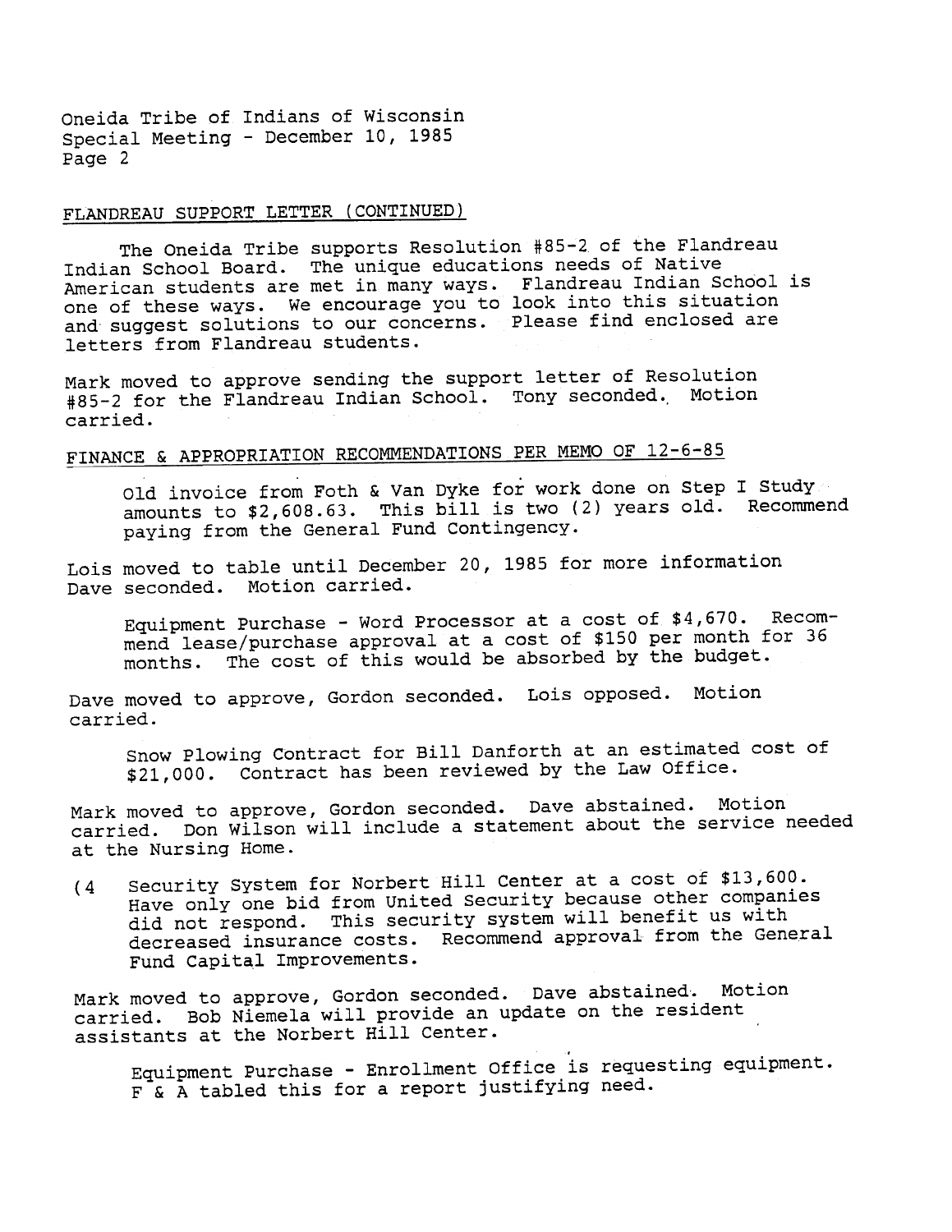FLANDREAU SUPPORT LETTER (CONTINUED)

The Oneida Tribe supports Resolution #85-2 of the Flandreau Indian School Board. The unique educations needs of Native American students are met in many ways. Flandreau Indian School is one of these ways. We encourage you to look into this situation and suggest solutions to our concerns. Please find enclosed are letters from Flandreau students.

Mark moved to approve sending the support letter of Resolution #85-2 for the Flandreau Indian School. Tony seconded. Motion carried.

FINANCE & APPROPRIATION RECOMMENDATIONS PER MEMO OF 12-6-85

> Old invoice from Foth & Van Dyke for work done on Step I Study amounts to $2,608.63. This bill is two (2) years old. Recommend paying from the General Fund Contingency.

Lois moved to table until December 20, 1985 for more information Dave seconded. Motion carried.

> Equipment Purchase - Word Processor at a cost of $4,670. Recommend lease/purchase approval at a cost of $150 per month for 36 months. The cost of this would be absorbed by the budget.

Dave moved to approve, Gordon seconded. Lois opposed. Motion carried.

> Snow Plowing Contract for Bill Danforth at an estimated cost of $21,000. Contract has been reviewed by the Law Office.

Mark moved to approve, Gordon seconded. Dave abstained. Motion carried. Don Wilson will include a statement about the service needed at the Nursing Home.

(4 Security System for Norbert Hill Center at a cost of $13,600. Have only one bid from United Security because other companies did not respond. This security system will benefit us with decreased insurance costs. Recommend approval from the General Fund Capital Improvements.

Mark moved to approve, Gordon seconded. Dave abstained. Motion carried. Bob Niemela will provide an update on the resident assistants at the Norbert Hill Center.

> Equipment Purchase - Enrollment Office is requesting equipment. F & A tabled this for a report justifying need.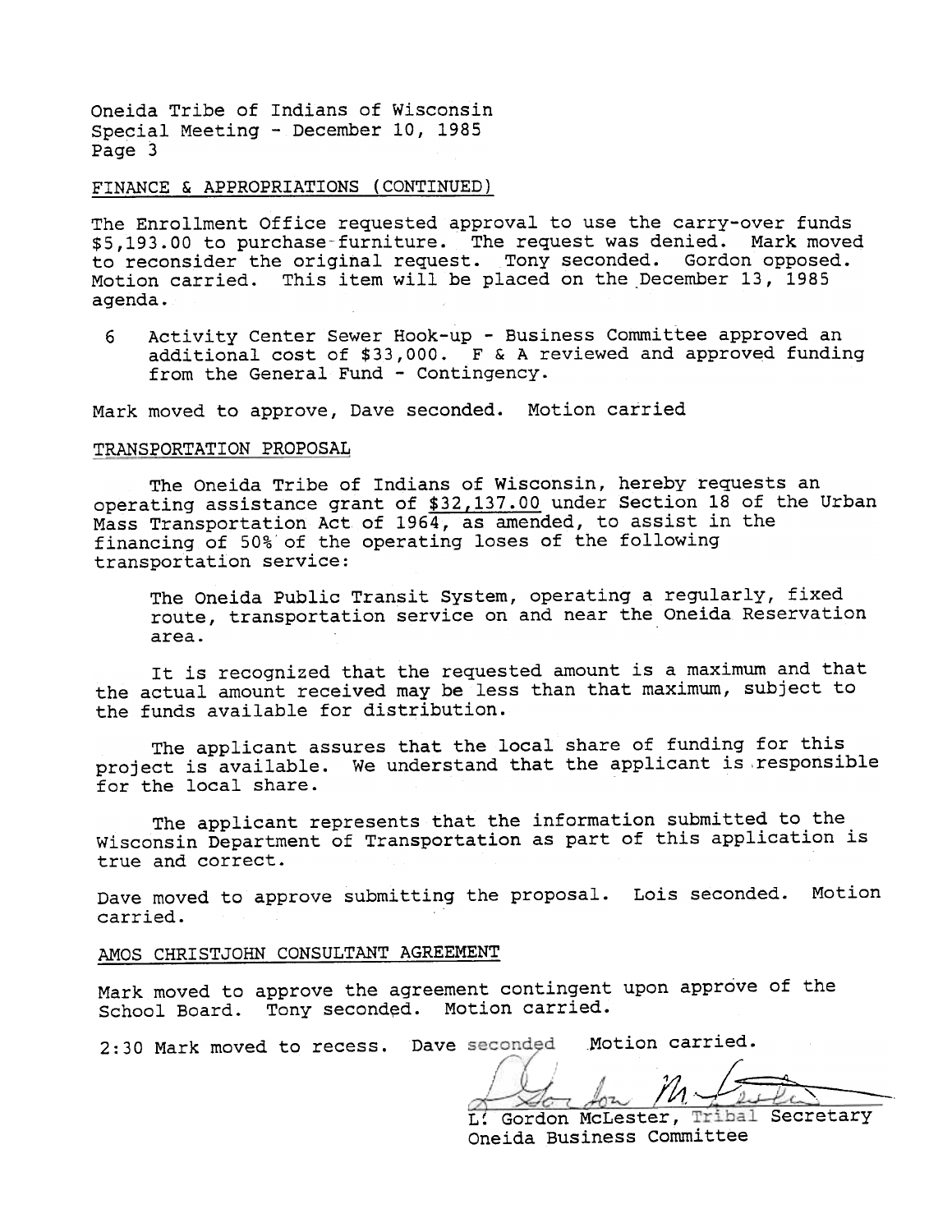Oneida Tribe of Indians of Wisconsin
Special Meeting - December 10, 1985
Page 3

FINANCE & APPROPRIATIONS (CONTINUED)

The Enrollment Office requested approval to use the carry-over funds $5,193.00 to purchase furniture. The request was denied. Mark moved to reconsider the original request. Tony seconded. Gordon opposed. Motion carried. This item will be placed on the December 13, 1985 agenda.

6 Activity Center Sewer Hook-up - Business Committee approved an additional cost of $33,000. F & A reviewed and approved funding from the General Fund - Contingency.

Mark moved to approve, Dave seconded. Motion carried

TRANSPORTATION PROPOSAL

The Oneida Tribe of Indians of Wisconsin, hereby requests an operating assistance grant of $32,137.00 under Section 18 of the Urban Mass Transportation Act of 1964, as amended, to assist in the financing of 50% of the operating loses of the following transportation service:

> The Oneida Public Transit System, operating a regularly, fixed route, transportation service on and near the Oneida Reservation area.

It is recognized that the requested amount is a maximum and that the actual amount received may be less than that maximum, subject to the funds available for distribution.

The applicant assures that the local share of funding for this project is available. We understand that the applicant is responsible for the local share.

The applicant represents that the information submitted to the Wisconsin Department of Transportation as part of this application is true and correct.

Dave moved to approve submitting the proposal. Lois seconded. Motion carried.

AMOS CHRISTJOHN CONSULTANT AGREEMENT

Mark moved to approve the agreement contingent upon approve of the School Board. Tony seconded. Motion carried.

2:30 Mark moved to recess. Dave seconded Motion carried.

L. Gordon McLester, Tribal Secretary
Oneida Business Committee